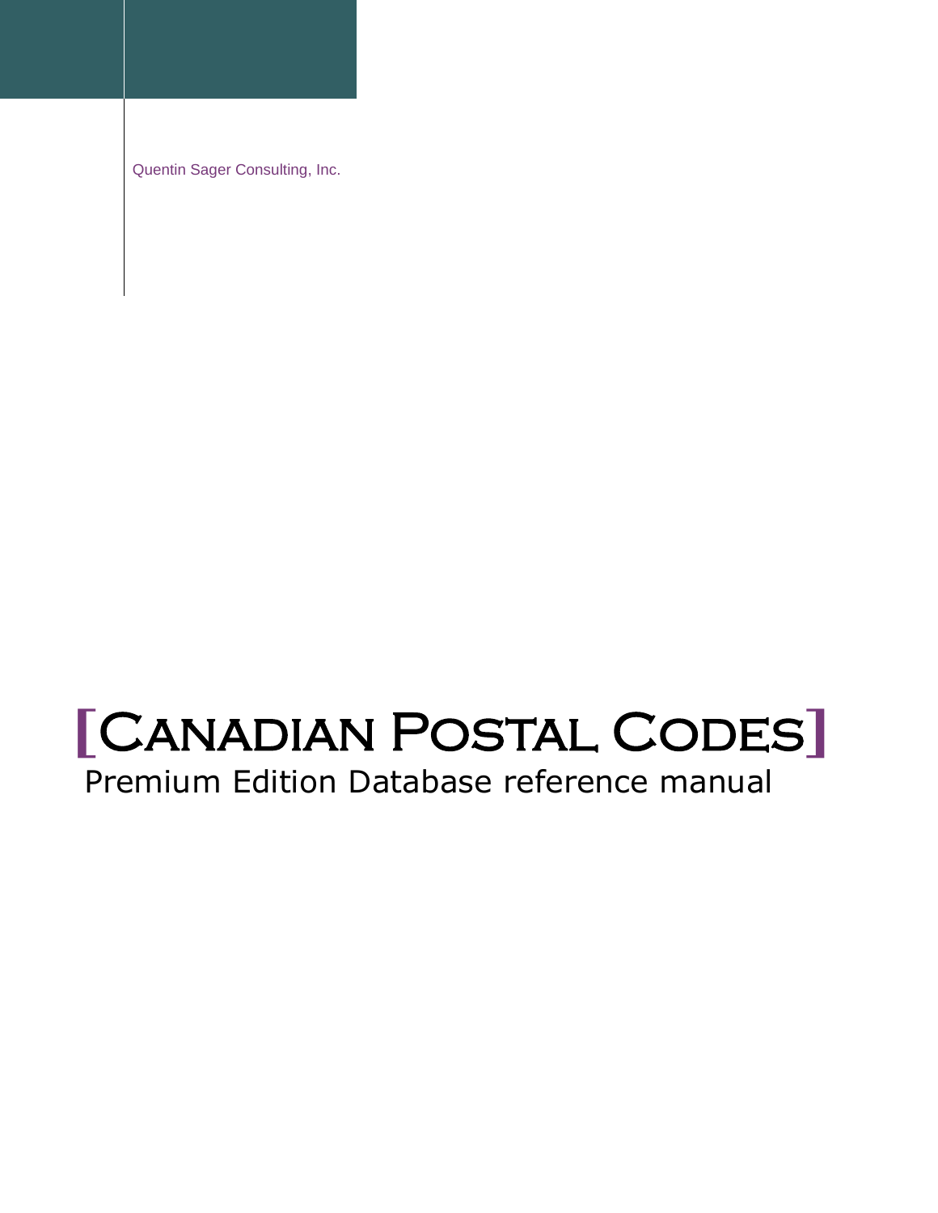Quentin Sager Consulting, Inc.

# [Canadian Postal Codes]

Premium Edition Database reference manual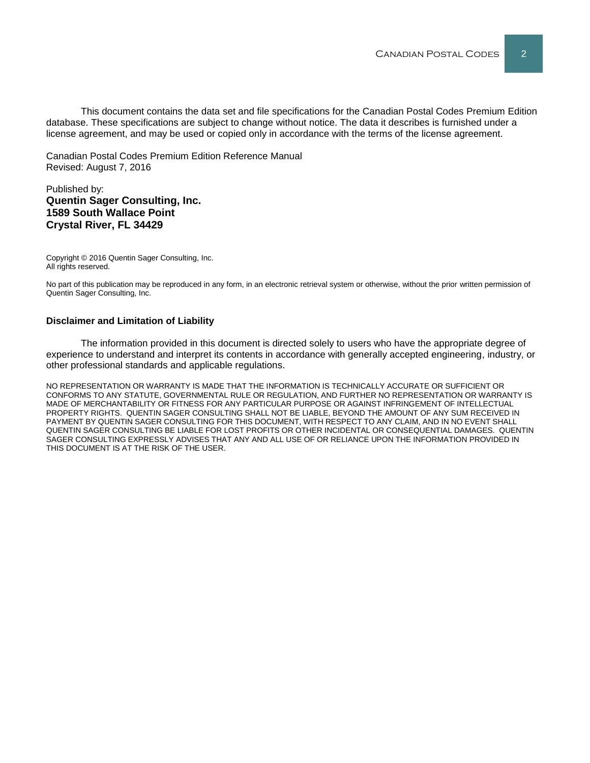This document contains the data set and file specifications for the Canadian Postal Codes Premium Edition database. These specifications are subject to change without notice. The data it describes is furnished under a license agreement, and may be used or copied only in accordance with the terms of the license agreement.

Canadian Postal Codes Premium Edition Reference Manual
Revised: August 7, 2016

Published by:
**Quentin Sager Consulting, Inc.**
**1589 South Wallace Point**
**Crystal River, FL 34429**

Copyright © 2016 Quentin Sager Consulting, Inc.
All rights reserved.

No part of this publication may be reproduced in any form, in an electronic retrieval system or otherwise, without the prior written permission of Quentin Sager Consulting, Inc.

**Disclaimer and Limitation of Liability**

The information provided in this document is directed solely to users who have the appropriate degree of experience to understand and interpret its contents in accordance with generally accepted engineering, industry, or other professional standards and applicable regulations.

NO REPRESENTATION OR WARRANTY IS MADE THAT THE INFORMATION IS TECHNICALLY ACCURATE OR SUFFICIENT OR CONFORMS TO ANY STATUTE, GOVERNMENTAL RULE OR REGULATION, AND FURTHER NO REPRESENTATION OR WARRANTY IS MADE OF MERCHANTABILITY OR FITNESS FOR ANY PARTICULAR PURPOSE OR AGAINST INFRINGEMENT OF INTELLECTUAL PROPERTY RIGHTS. QUENTIN SAGER CONSULTING SHALL NOT BE LIABLE, BEYOND THE AMOUNT OF ANY SUM RECEIVED IN PAYMENT BY QUENTIN SAGER CONSULTING FOR THIS DOCUMENT, WITH RESPECT TO ANY CLAIM, AND IN NO EVENT SHALL QUENTIN SAGER CONSULTING BE LIABLE FOR LOST PROFITS OR OTHER INCIDENTAL OR CONSEQUENTIAL DAMAGES. QUENTIN SAGER CONSULTING EXPRESSLY ADVISES THAT ANY AND ALL USE OF OR RELIANCE UPON THE INFORMATION PROVIDED IN THIS DOCUMENT IS AT THE RISK OF THE USER.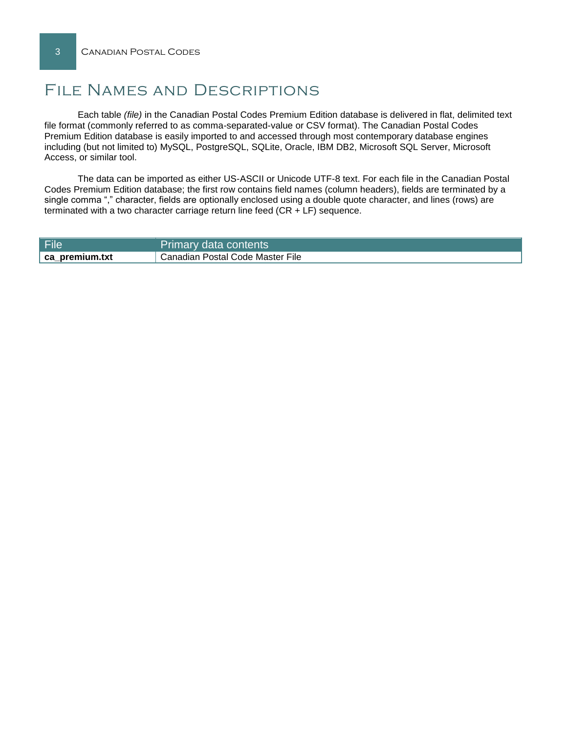# File Names and Descriptions

Each table *(file)* in the Canadian Postal Codes Premium Edition database is delivered in flat, delimited text file format (commonly referred to as comma-separated-value or CSV format). The Canadian Postal Codes Premium Edition database is easily imported to and accessed through most contemporary database engines including (but not limited to) MySQL, PostgreSQL, SQLite, Oracle, IBM DB2, Microsoft SQL Server, Microsoft Access, or similar tool.

The data can be imported as either US-ASCII or Unicode UTF-8 text. For each file in the Canadian Postal Codes Premium Edition database; the first row contains field names (column headers), fields are terminated by a single comma "," character, fields are optionally enclosed using a double quote character, and lines (rows) are terminated with a two character carriage return line feed (CR + LF) sequence.

| File | Primary data contents |
| --- | --- |
| **ca_premium.txt** | Canadian Postal Code Master File |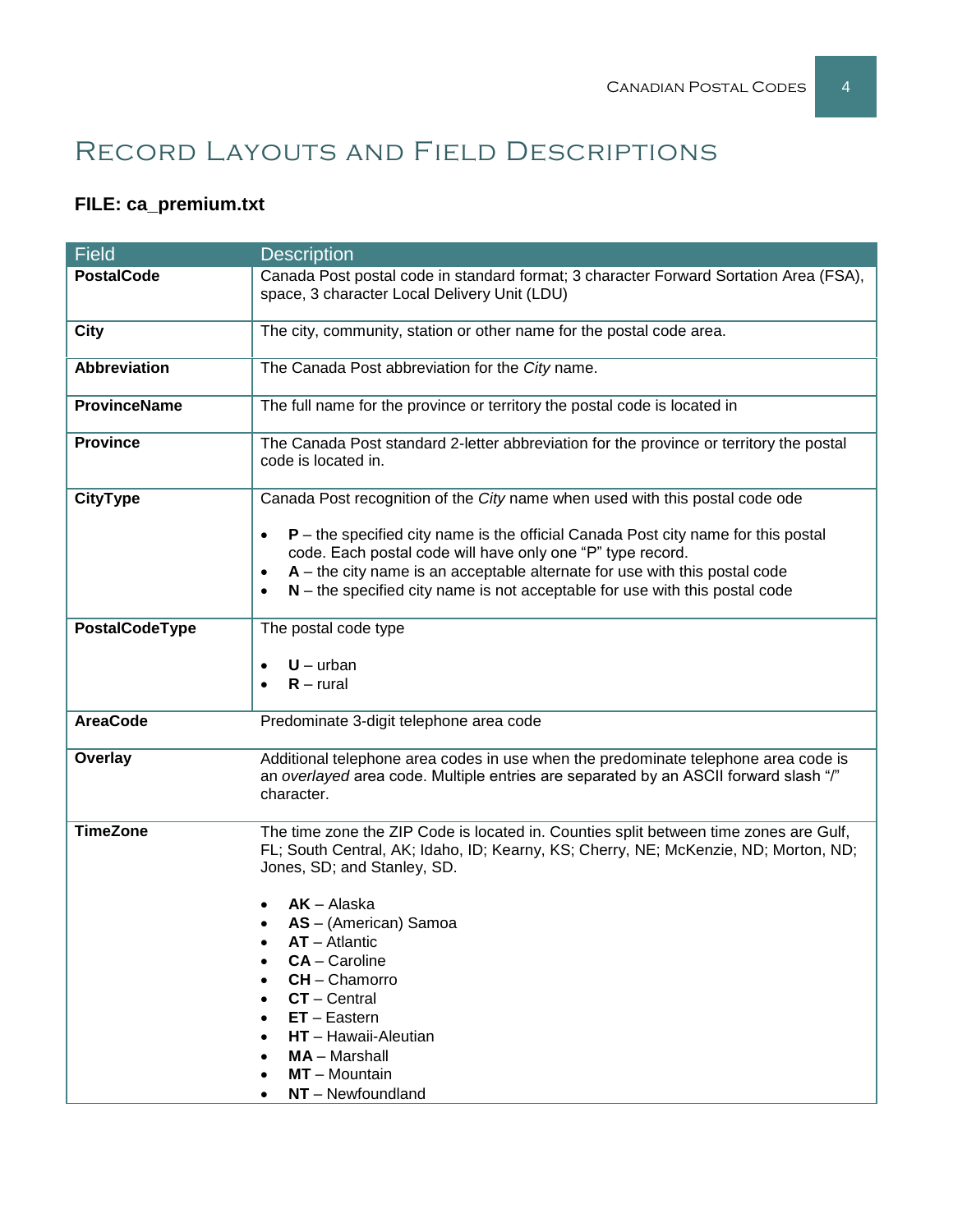# Record Layouts and Field Descriptions

**FILE: ca_premium.txt**

| Field | Description |
| --- | --- |
| **PostalCode** | Canada Post postal code in standard format; 3 character Forward Sortation Area (FSA), space, 3 character Local Delivery Unit (LDU) |
| **City** | The city, community, station or other name for the postal code area. |
| **Abbreviation** | The Canada Post abbreviation for the *City* name. |
| **ProvinceName** | The full name for the province or territory the postal code is located in |
| **Province** | The Canada Post standard 2-letter abbreviation for the province or territory the postal code is located in. |
| **CityType** | Canada Post recognition of the *City* name when used with this postal code ode<br><br>• **P** – the specified city name is the official Canada Post city name for this postal code. Each postal code will have only one "P" type record.<br>• **A** – the city name is an acceptable alternate for use with this postal code<br>• **N** – the specified city name is not acceptable for use with this postal code |
| **PostalCodeType** | The postal code type<br><br>• **U** – urban<br>• **R** – rural |
| **AreaCode** | Predominate 3-digit telephone area code |
| **Overlay** | Additional telephone area codes in use when the predominate telephone area code is an *overlayed* area code. Multiple entries are separated by an ASCII forward slash "/" character. |
| **TimeZone** | The time zone the ZIP Code is located in. Counties split between time zones are Gulf, FL; South Central, AK; Idaho, ID; Kearny, KS; Cherry, NE; McKenzie, ND; Morton, ND; Jones, SD; and Stanley, SD.<br><br>• **AK** – Alaska<br>• **AS** – (American) Samoa<br>• **AT** – Atlantic<br>• **CA** – Caroline<br>• **CH** – Chamorro<br>• **CT** – Central<br>• **ET** – Eastern<br>• **HT** – Hawaii-Aleutian<br>• **MA** – Marshall<br>• **MT** – Mountain<br>• **NT** – Newfoundland |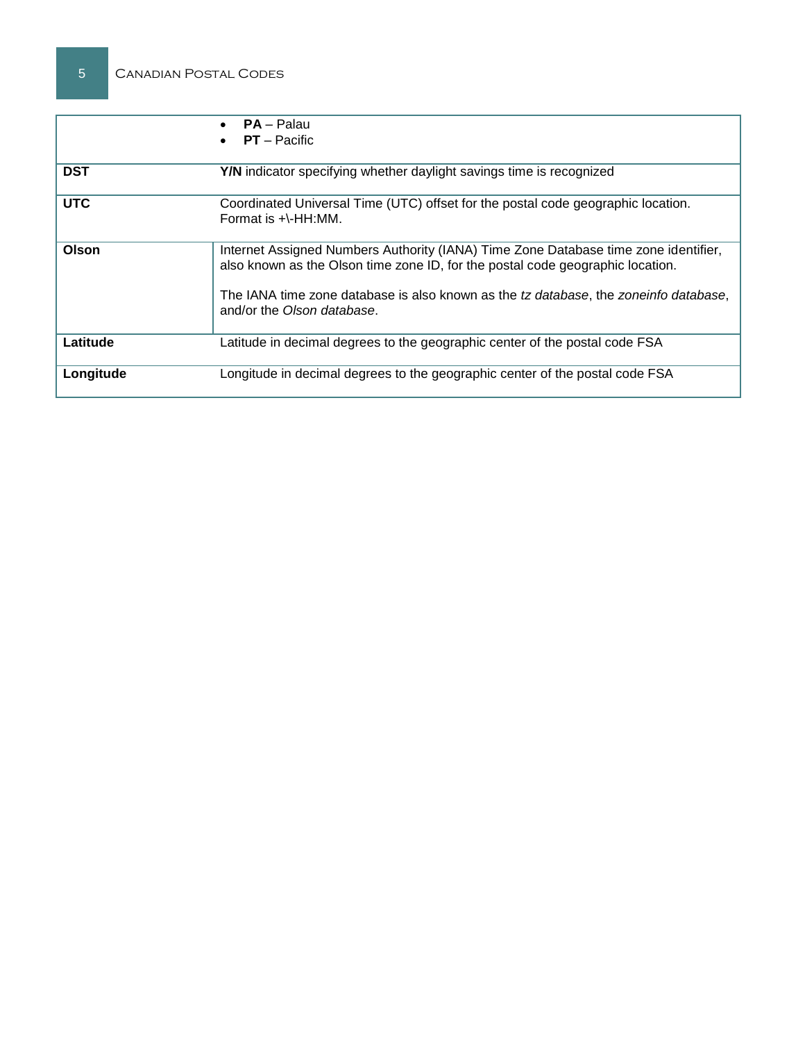| | |
|---|---|
| | • **PA** – Palau<br>• **PT** – Pacific |
| **DST** | **Y/N** indicator specifying whether daylight savings time is recognized |
| **UTC** | Coordinated Universal Time (UTC) offset for the postal code geographic location. Format is +\-HH:MM. |
| **Olson** | Internet Assigned Numbers Authority (IANA) Time Zone Database time zone identifier, also known as the Olson time zone ID, for the postal code geographic location.<br><br>The IANA time zone database is also known as the *tz database*, the *zoneinfo database*, and/or the *Olson database*. |
| **Latitude** | Latitude in decimal degrees to the geographic center of the postal code FSA |
| **Longitude** | Longitude in decimal degrees to the geographic center of the postal code FSA |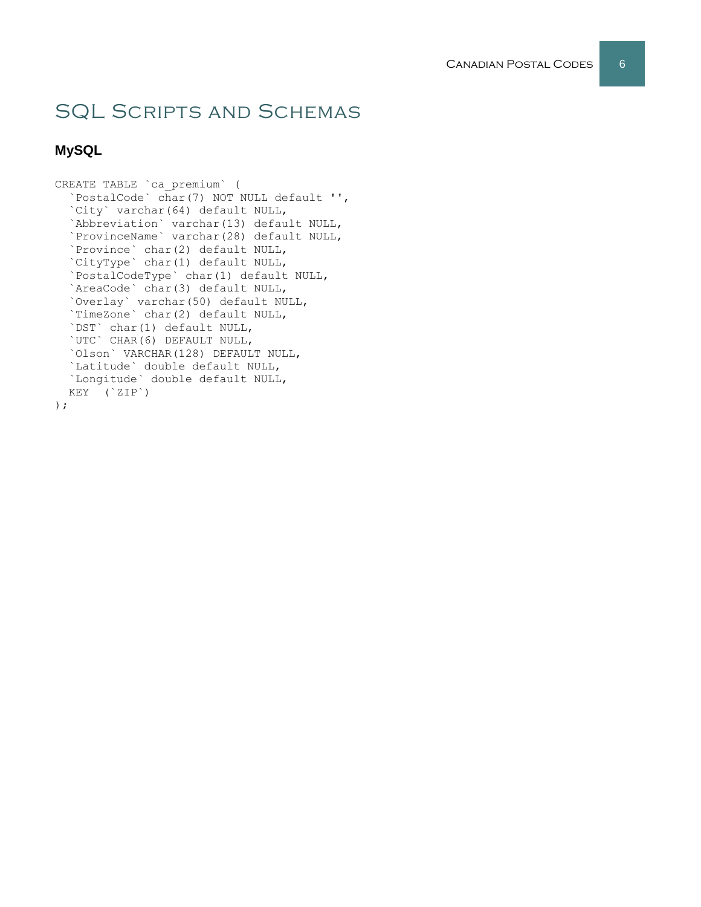# SQL Scripts and Schemas

### MySQL

```
CREATE TABLE `ca_premium` (
  `PostalCode` char(7) NOT NULL default '',
  `City` varchar(64) default NULL,
  `Abbreviation` varchar(13) default NULL,
  `ProvinceName` varchar(28) default NULL,
  `Province` char(2) default NULL,
  `CityType` char(1) default NULL,
  `PostalCodeType` char(1) default NULL,
  `AreaCode` char(3) default NULL,
  `Overlay` varchar(50) default NULL,
  `TimeZone` char(2) default NULL,
  `DST` char(1) default NULL,
  `UTC` CHAR(6) DEFAULT NULL,
  `Olson` VARCHAR(128) DEFAULT NULL,
  `Latitude` double default NULL,
  `Longitude` double default NULL,
  KEY  (`ZIP`)
);
```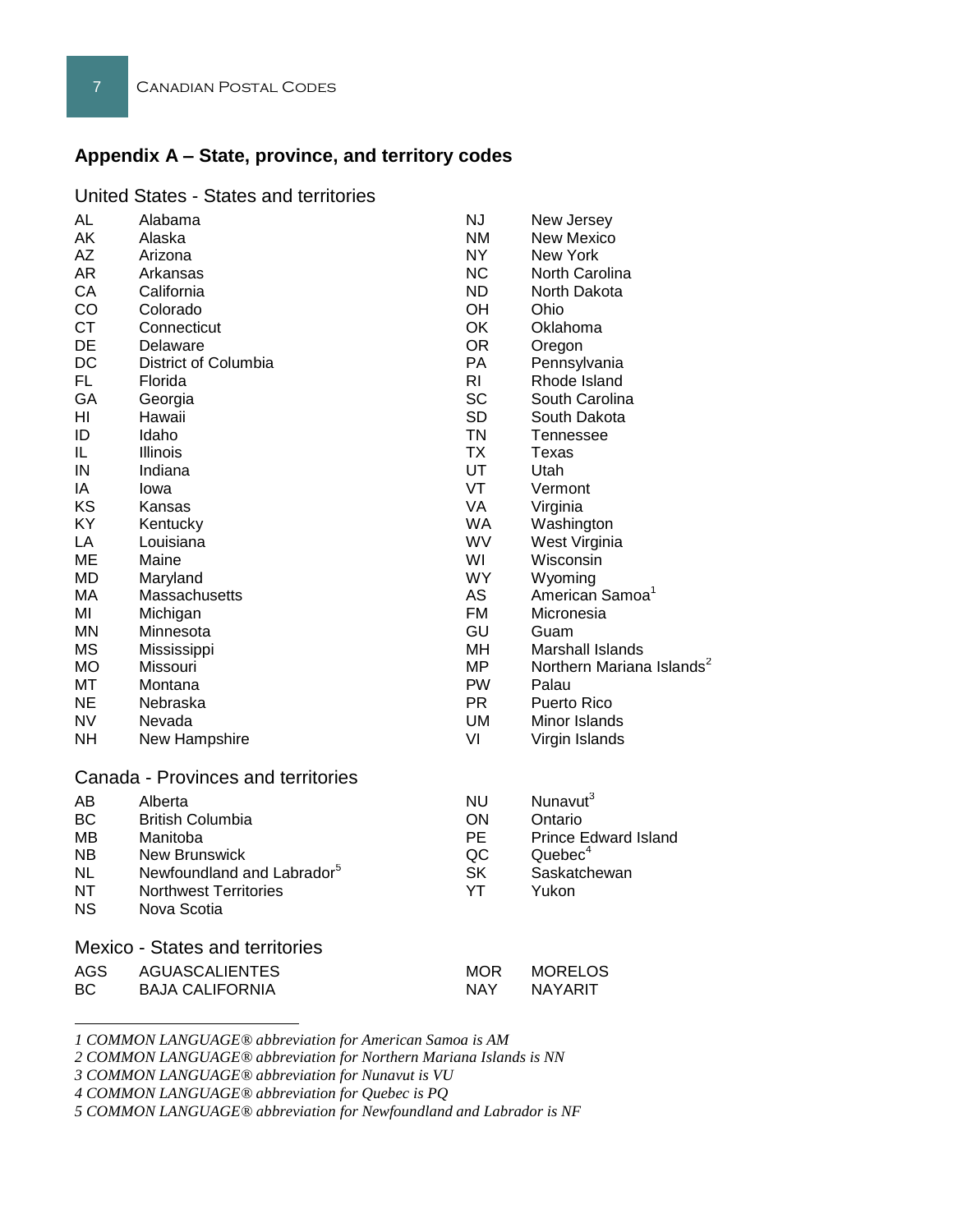## Appendix A – State, province, and territory codes

### United States - States and territories

| Code | Name |
|---|---|
| AL | Alabama |
| AK | Alaska |
| AZ | Arizona |
| AR | Arkansas |
| CA | California |
| CO | Colorado |
| CT | Connecticut |
| DE | Delaware |
| DC | District of Columbia |
| FL | Florida |
| GA | Georgia |
| HI | Hawaii |
| ID | Idaho |
| IL | Illinois |
| IN | Indiana |
| IA | Iowa |
| KS | Kansas |
| KY | Kentucky |
| LA | Louisiana |
| ME | Maine |
| MD | Maryland |
| MA | Massachusetts |
| MI | Michigan |
| MN | Minnesota |
| MS | Mississippi |
| MO | Missouri |
| MT | Montana |
| NE | Nebraska |
| NV | Nevada |
| NH | New Hampshire |
| NJ | New Jersey |
| NM | New Mexico |
| NY | New York |
| NC | North Carolina |
| ND | North Dakota |
| OH | Ohio |
| OK | Oklahoma |
| OR | Oregon |
| PA | Pennsylvania |
| RI | Rhode Island |
| SC | South Carolina |
| SD | South Dakota |
| TN | Tennessee |
| TX | Texas |
| UT | Utah |
| VT | Vermont |
| VA | Virginia |
| WA | Washington |
| WV | West Virginia |
| WI | Wisconsin |
| WY | Wyoming |
| AS | American Samoa[1] |
| FM | Micronesia |
| GU | Guam |
| MH | Marshall Islands |
| MP | Northern Mariana Islands[2] |
| PW | Palau |
| PR | Puerto Rico |
| UM | Minor Islands |
| VI | Virgin Islands |

### Canada - Provinces and territories

| Code | Name |
|---|---|
| AB | Alberta |
| BC | British Columbia |
| MB | Manitoba |
| NB | New Brunswick |
| NL | Newfoundland and Labrador[5] |
| NT | Northwest Territories |
| NS | Nova Scotia |
| NU | Nunavut[3] |
| ON | Ontario |
| PE | Prince Edward Island |
| QC | Quebec[4] |
| SK | Saskatchewan |
| YT | Yukon |

### Mexico - States and territories

| Code | Name |
|---|---|
| AGS | AGUASCALIENTES |
| BC | BAJA CALIFORNIA |
| MOR | MORELOS |
| NAY | NAYARIT |

---

*1 COMMON LANGUAGE® abbreviation for American Samoa is AM*

*2 COMMON LANGUAGE® abbreviation for Northern Mariana Islands is NN*

*3 COMMON LANGUAGE® abbreviation for Nunavut is VU*

*4 COMMON LANGUAGE® abbreviation for Quebec is PQ*

*5 COMMON LANGUAGE® abbreviation for Newfoundland and Labrador is NF*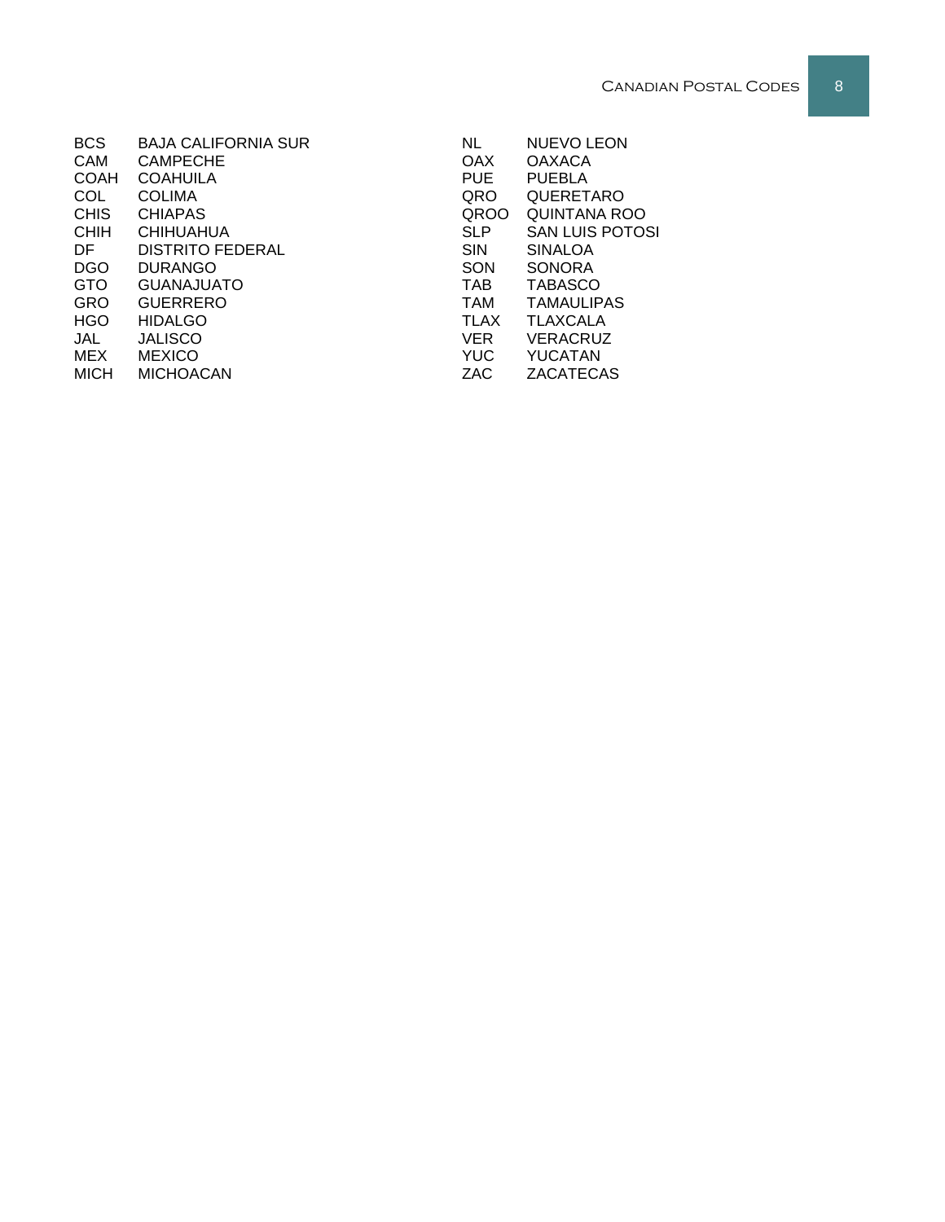| | |
|---|---|
| BCS | BAJA CALIFORNIA SUR |
| CAM | CAMPECHE |
| COAH | COAHUILA |
| COL | COLIMA |
| CHIS | CHIAPAS |
| CHIH | CHIHUAHUA |
| DF | DISTRITO FEDERAL |
| DGO | DURANGO |
| GTO | GUANAJUATO |
| GRO | GUERRERO |
| HGO | HIDALGO |
| JAL | JALISCO |
| MEX | MEXICO |
| MICH | MICHOACAN |
| NL | NUEVO LEON |
| OAX | OAXACA |
| PUE | PUEBLA |
| QRO | QUERETARO |
| QROO | QUINTANA ROO |
| SLP | SAN LUIS POTOSI |
| SIN | SINALOA |
| SON | SONORA |
| TAB | TABASCO |
| TAM | TAMAULIPAS |
| TLAX | TLAXCALA |
| VER | VERACRUZ |
| YUC | YUCATAN |
| ZAC | ZACATECAS |